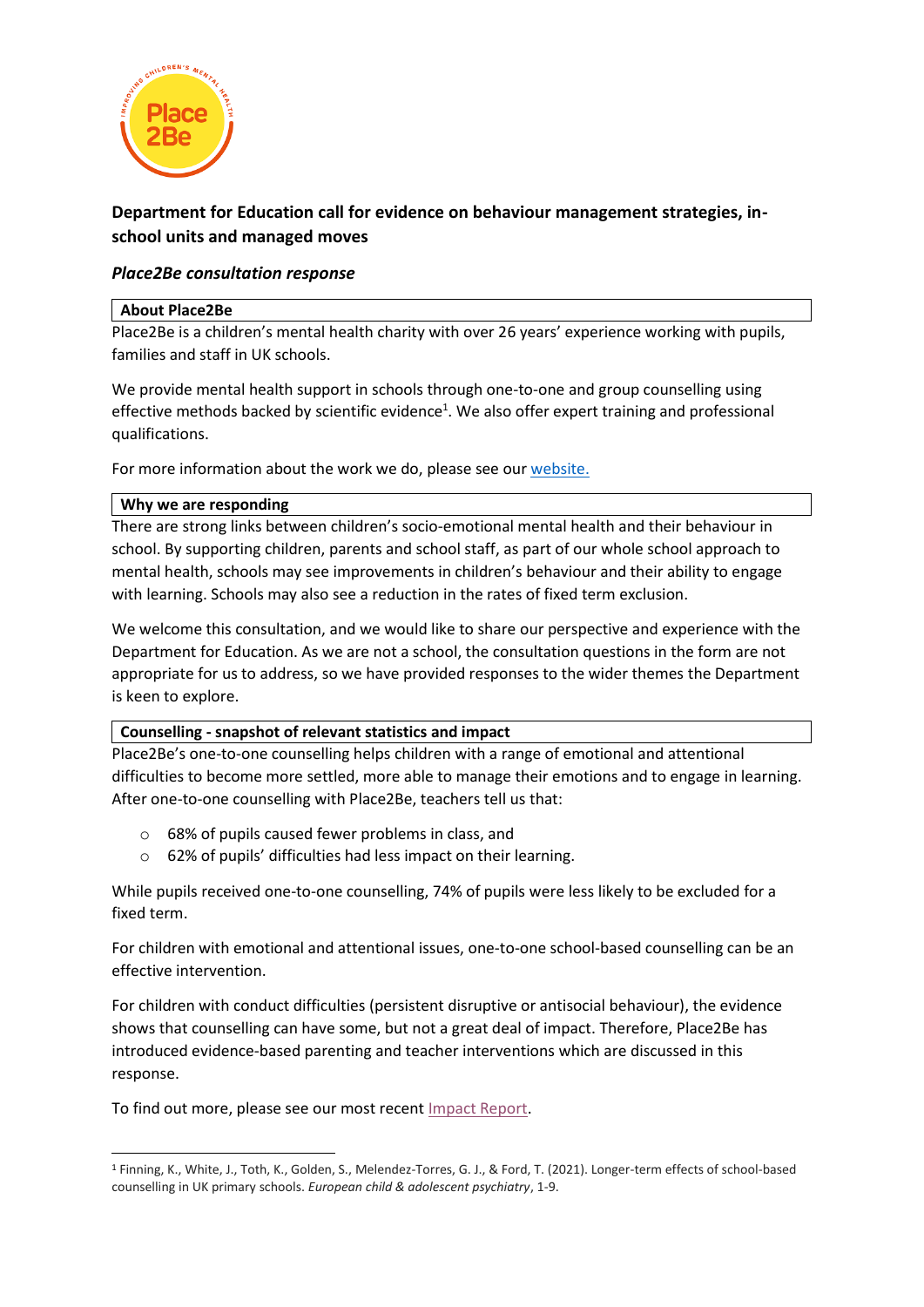## Department for Education call for evidence on behaviour management strategies, in-school units and managed moves

### *Place2Be consultation response*

**About Place2Be**

Place2Be is a children's mental health charity with over 26 years' experience working with pupils, families and staff in UK schools.

We provide mental health support in schools through one-to-one and group counselling using effective methods backed by scientific evidence[1]. We also offer expert training and professional qualifications.

For more information about the work we do, please see our website.

**Why we are responding**

There are strong links between children's socio-emotional mental health and their behaviour in school. By supporting children, parents and school staff, as part of our whole school approach to mental health, schools may see improvements in children's behaviour and their ability to engage with learning. Schools may also see a reduction in the rates of fixed term exclusion.

We welcome this consultation, and we would like to share our perspective and experience with the Department for Education. As we are not a school, the consultation questions in the form are not appropriate for us to address, so we have provided responses to the wider themes the Department is keen to explore.

**Counselling - snapshot of relevant statistics and impact**

Place2Be's one-to-one counselling helps children with a range of emotional and attentional difficulties to become more settled, more able to manage their emotions and to engage in learning. After one-to-one counselling with Place2Be, teachers tell us that:

- 68% of pupils caused fewer problems in class, and
- 62% of pupils' difficulties had less impact on their learning.

While pupils received one-to-one counselling, 74% of pupils were less likely to be excluded for a fixed term.

For children with emotional and attentional issues, one-to-one school-based counselling can be an effective intervention.

For children with conduct difficulties (persistent disruptive or antisocial behaviour), the evidence shows that counselling can have some, but not a great deal of impact. Therefore, Place2Be has introduced evidence-based parenting and teacher interventions which are discussed in this response.

To find out more, please see our most recent Impact Report.

---

[1] Finning, K., White, J., Toth, K., Golden, S., Melendez-Torres, G. J., & Ford, T. (2021). Longer-term effects of school-based counselling in UK primary schools. *European child & adolescent psychiatry*, 1-9.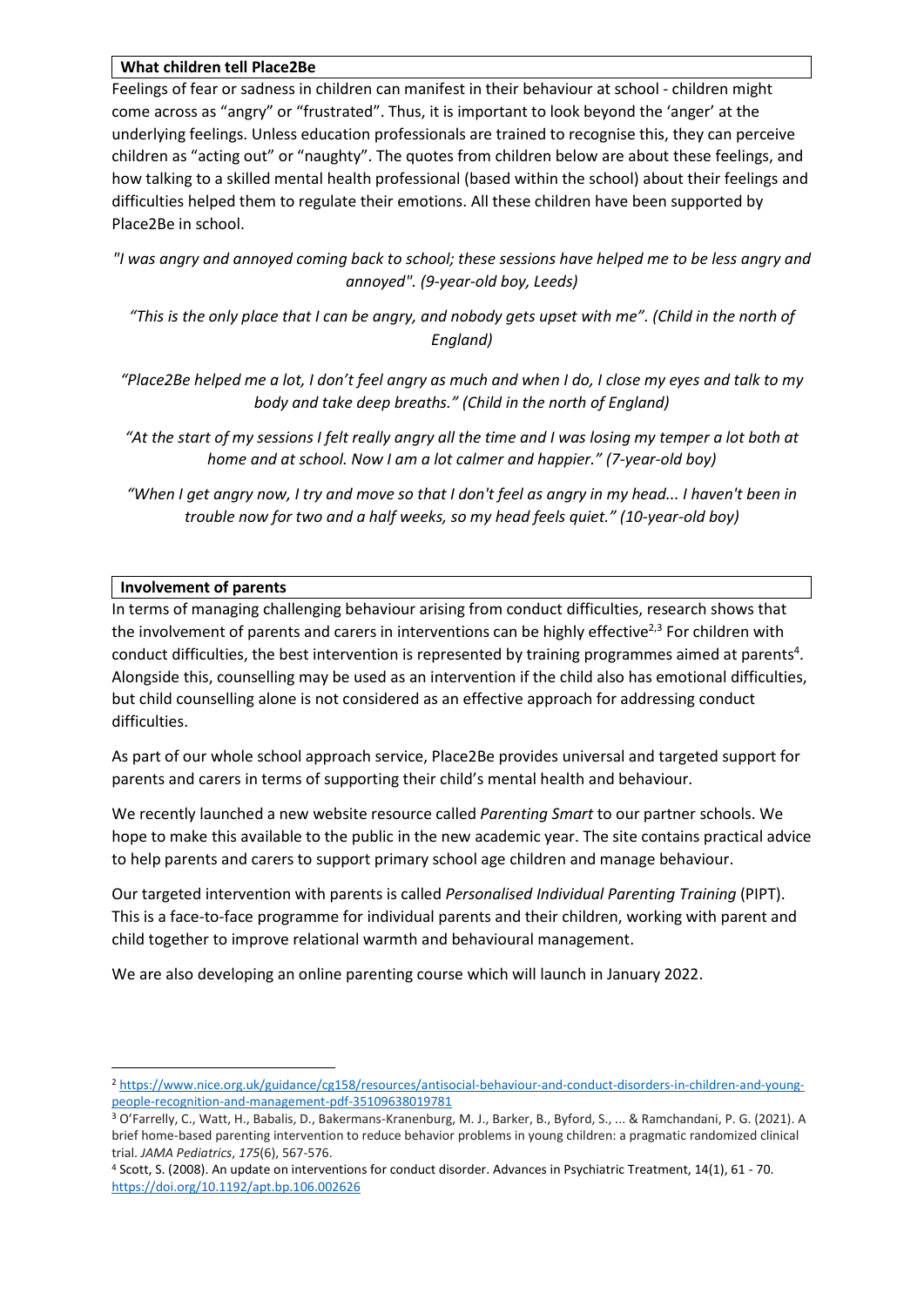**What children tell Place2Be**

Feelings of fear or sadness in children can manifest in their behaviour at school - children might come across as "angry" or "frustrated". Thus, it is important to look beyond the 'anger' at the underlying feelings. Unless education professionals are trained to recognise this, they can perceive children as "acting out" or "naughty". The quotes from children below are about these feelings, and how talking to a skilled mental health professional (based within the school) about their feelings and difficulties helped them to regulate their emotions. All these children have been supported by Place2Be in school.

*"I was angry and annoyed coming back to school; these sessions have helped me to be less angry and annoyed". (9-year-old boy, Leeds)*

*"This is the only place that I can be angry, and nobody gets upset with me". (Child in the north of England)*

*"Place2Be helped me a lot, I don't feel angry as much and when I do, I close my eyes and talk to my body and take deep breaths." (Child in the north of England)*

*"At the start of my sessions I felt really angry all the time and I was losing my temper a lot both at home and at school. Now I am a lot calmer and happier." (7-year-old boy)*

*"When I get angry now, I try and move so that I don't feel as angry in my head... I haven't been in trouble now for two and a half weeks, so my head feels quiet." (10-year-old boy)*

**Involvement of parents**

In terms of managing challenging behaviour arising from conduct difficulties, research shows that the involvement of parents and carers in interventions can be highly effective[2,3] For children with conduct difficulties, the best intervention is represented by training programmes aimed at parents[4]. Alongside this, counselling may be used as an intervention if the child also has emotional difficulties, but child counselling alone is not considered as an effective approach for addressing conduct difficulties.

As part of our whole school approach service, Place2Be provides universal and targeted support for parents and carers in terms of supporting their child's mental health and behaviour.

We recently launched a new website resource called *Parenting Smart* to our partner schools. We hope to make this available to the public in the new academic year. The site contains practical advice to help parents and carers to support primary school age children and manage behaviour.

Our targeted intervention with parents is called *Personalised Individual Parenting Training* (PIPT). This is a face-to-face programme for individual parents and their children, working with parent and child together to improve relational warmth and behavioural management.

We are also developing an online parenting course which will launch in January 2022.

---

[2] https://www.nice.org.uk/guidance/cg158/resources/antisocial-behaviour-and-conduct-disorders-in-children-and-young-people-recognition-and-management-pdf-35109638019781

[3] O'Farrelly, C., Watt, H., Babalis, D., Bakermans-Kranenburg, M. J., Barker, B., Byford, S., ... & Ramchandani, P. G. (2021). A brief home-based parenting intervention to reduce behavior problems in young children: a pragmatic randomized clinical trial. *JAMA Pediatrics*, *175*(6), 567-576.

[4] Scott, S. (2008). An update on interventions for conduct disorder. Advances in Psychiatric Treatment, 14(1), 61 - 70. https://doi.org/10.1192/apt.bp.106.002626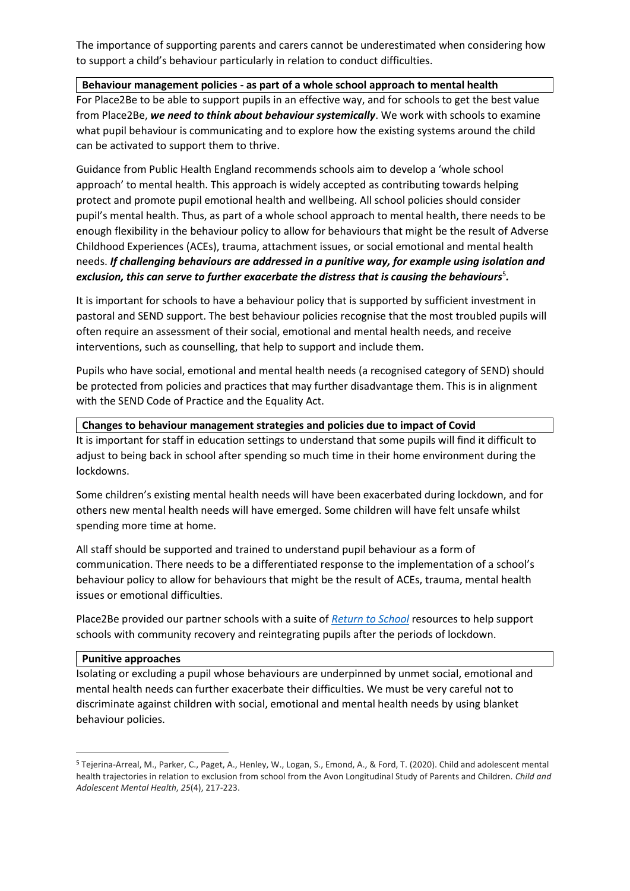The importance of supporting parents and carers cannot be underestimated when considering how to support a child's behaviour particularly in relation to conduct difficulties.

## Behaviour management policies - as part of a whole school approach to mental health

For Place2Be to be able to support pupils in an effective way, and for schools to get the best value from Place2Be, ***we need to think about behaviour systemically***. We work with schools to examine what pupil behaviour is communicating and to explore how the existing systems around the child can be activated to support them to thrive.

Guidance from Public Health England recommends schools aim to develop a 'whole school approach' to mental health. This approach is widely accepted as contributing towards helping protect and promote pupil emotional health and wellbeing. All school policies should consider pupil's mental health. Thus, as part of a whole school approach to mental health, there needs to be enough flexibility in the behaviour policy to allow for behaviours that might be the result of Adverse Childhood Experiences (ACEs), trauma, attachment issues, or social emotional and mental health needs. ***If challenging behaviours are addressed in a punitive way, for example using isolation and exclusion, this can serve to further exacerbate the distress that is causing the behaviours***[5]***.***

It is important for schools to have a behaviour policy that is supported by sufficient investment in pastoral and SEND support. The best behaviour policies recognise that the most troubled pupils will often require an assessment of their social, emotional and mental health needs, and receive interventions, such as counselling, that help to support and include them.

Pupils who have social, emotional and mental health needs (a recognised category of SEND) should be protected from policies and practices that may further disadvantage them. This is in alignment with the SEND Code of Practice and the Equality Act.

## Changes to behaviour management strategies and policies due to impact of Covid

It is important for staff in education settings to understand that some pupils will find it difficult to adjust to being back in school after spending so much time in their home environment during the lockdowns.

Some children's existing mental health needs will have been exacerbated during lockdown, and for others new mental health needs will have emerged. Some children will have felt unsafe whilst spending more time at home.

All staff should be supported and trained to understand pupil behaviour as a form of communication. There needs to be a differentiated response to the implementation of a school's behaviour policy to allow for behaviours that might be the result of ACEs, trauma, mental health issues or emotional difficulties.

Place2Be provided our partner schools with a suite of *Return to School* resources to help support schools with community recovery and reintegrating pupils after the periods of lockdown.

## Punitive approaches

Isolating or excluding a pupil whose behaviours are underpinned by unmet social, emotional and mental health needs can further exacerbate their difficulties. We must be very careful not to discriminate against children with social, emotional and mental health needs by using blanket behaviour policies.

---

[5] Tejerina-Arreal, M., Parker, C., Paget, A., Henley, W., Logan, S., Emond, A., & Ford, T. (2020). Child and adolescent mental health trajectories in relation to exclusion from school from the Avon Longitudinal Study of Parents and Children. *Child and Adolescent Mental Health*, *25*(4), 217-223.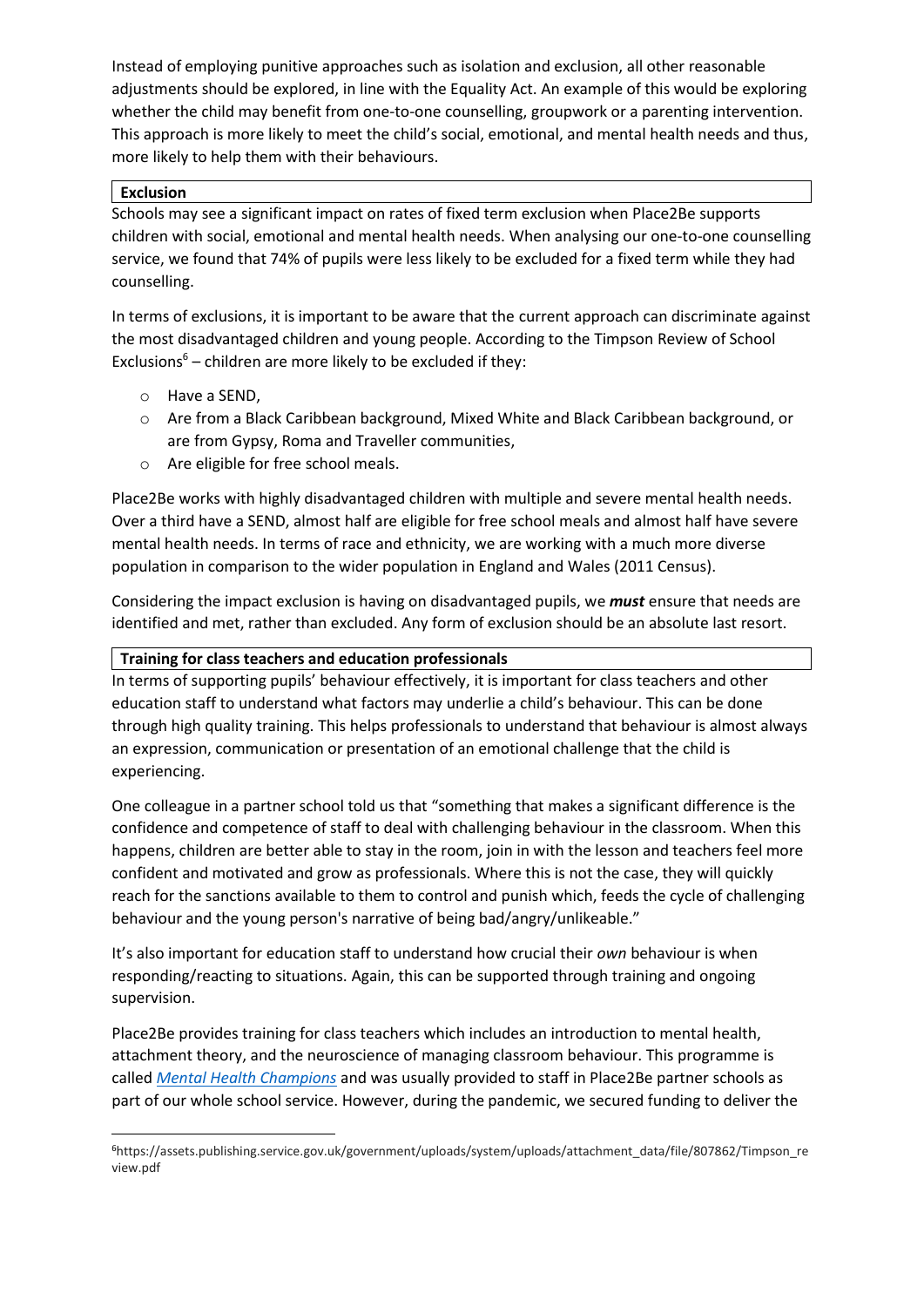Instead of employing punitive approaches such as isolation and exclusion, all other reasonable adjustments should be explored, in line with the Equality Act. An example of this would be exploring whether the child may benefit from one-to-one counselling, groupwork or a parenting intervention. This approach is more likely to meet the child's social, emotional, and mental health needs and thus, more likely to help them with their behaviours.

**Exclusion**

Schools may see a significant impact on rates of fixed term exclusion when Place2Be supports children with social, emotional and mental health needs. When analysing our one-to-one counselling service, we found that 74% of pupils were less likely to be excluded for a fixed term while they had counselling.

In terms of exclusions, it is important to be aware that the current approach can discriminate against the most disadvantaged children and young people. According to the Timpson Review of School Exclusions[6] – children are more likely to be excluded if they:

- Have a SEND,
- Are from a Black Caribbean background, Mixed White and Black Caribbean background, or are from Gypsy, Roma and Traveller communities,
- Are eligible for free school meals.

Place2Be works with highly disadvantaged children with multiple and severe mental health needs. Over a third have a SEND, almost half are eligible for free school meals and almost half have severe mental health needs. In terms of race and ethnicity, we are working with a much more diverse population in comparison to the wider population in England and Wales (2011 Census).

Considering the impact exclusion is having on disadvantaged pupils, we ***must*** ensure that needs are identified and met, rather than excluded. Any form of exclusion should be an absolute last resort.

**Training for class teachers and education professionals**

In terms of supporting pupils' behaviour effectively, it is important for class teachers and other education staff to understand what factors may underlie a child's behaviour. This can be done through high quality training. This helps professionals to understand that behaviour is almost always an expression, communication or presentation of an emotional challenge that the child is experiencing.

One colleague in a partner school told us that "something that makes a significant difference is the confidence and competence of staff to deal with challenging behaviour in the classroom. When this happens, children are better able to stay in the room, join in with the lesson and teachers feel more confident and motivated and grow as professionals. Where this is not the case, they will quickly reach for the sanctions available to them to control and punish which, feeds the cycle of challenging behaviour and the young person's narrative of being bad/angry/unlikeable."

It's also important for education staff to understand how crucial their *own* behaviour is when responding/reacting to situations. Again, this can be supported through training and ongoing supervision.

Place2Be provides training for class teachers which includes an introduction to mental health, attachment theory, and the neuroscience of managing classroom behaviour. This programme is called *Mental Health Champions* and was usually provided to staff in Place2Be partner schools as part of our whole school service. However, during the pandemic, we secured funding to deliver the

[6] https://assets.publishing.service.gov.uk/government/uploads/system/uploads/attachment_data/file/807862/Timpson_review.pdf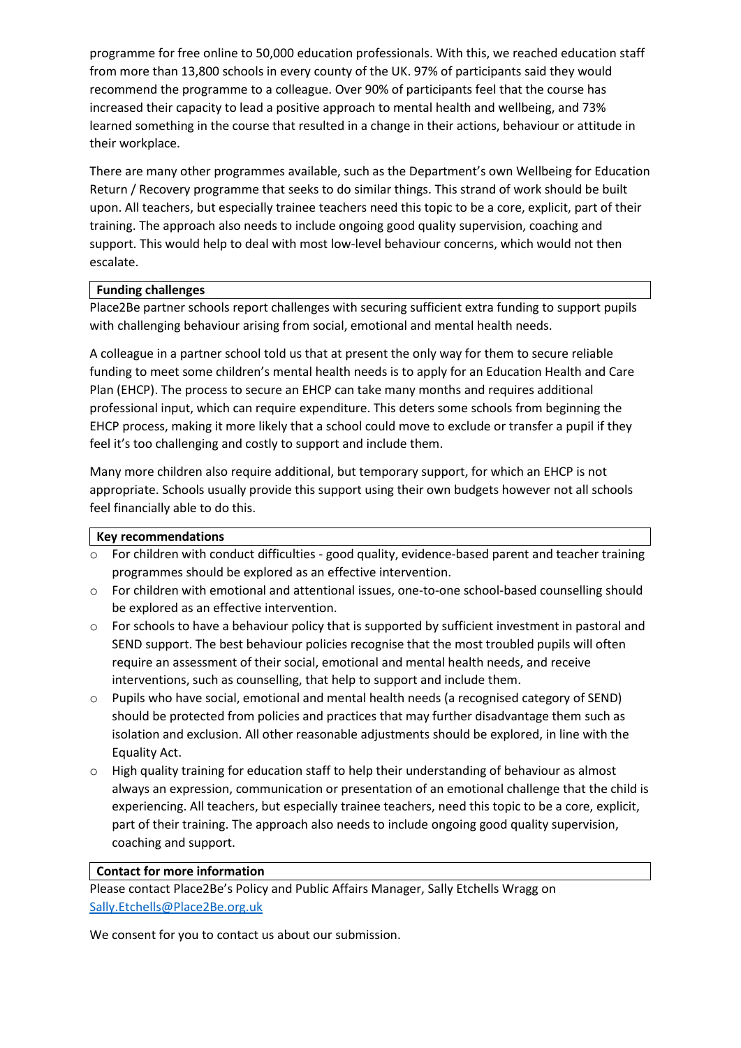programme for free online to 50,000 education professionals. With this, we reached education staff from more than 13,800 schools in every county of the UK. 97% of participants said they would recommend the programme to a colleague. Over 90% of participants feel that the course has increased their capacity to lead a positive approach to mental health and wellbeing, and 73% learned something in the course that resulted in a change in their actions, behaviour or attitude in their workplace.

There are many other programmes available, such as the Department's own Wellbeing for Education Return / Recovery programme that seeks to do similar things. This strand of work should be built upon. All teachers, but especially trainee teachers need this topic to be a core, explicit, part of their training. The approach also needs to include ongoing good quality supervision, coaching and support. This would help to deal with most low-level behaviour concerns, which would not then escalate.

**Funding challenges**

Place2Be partner schools report challenges with securing sufficient extra funding to support pupils with challenging behaviour arising from social, emotional and mental health needs.

A colleague in a partner school told us that at present the only way for them to secure reliable funding to meet some children's mental health needs is to apply for an Education Health and Care Plan (EHCP). The process to secure an EHCP can take many months and requires additional professional input, which can require expenditure. This deters some schools from beginning the EHCP process, making it more likely that a school could move to exclude or transfer a pupil if they feel it's too challenging and costly to support and include them.

Many more children also require additional, but temporary support, for which an EHCP is not appropriate. Schools usually provide this support using their own budgets however not all schools feel financially able to do this.

**Key recommendations**

- For children with conduct difficulties - good quality, evidence-based parent and teacher training programmes should be explored as an effective intervention.
- For children with emotional and attentional issues, one-to-one school-based counselling should be explored as an effective intervention.
- For schools to have a behaviour policy that is supported by sufficient investment in pastoral and SEND support. The best behaviour policies recognise that the most troubled pupils will often require an assessment of their social, emotional and mental health needs, and receive interventions, such as counselling, that help to support and include them.
- Pupils who have social, emotional and mental health needs (a recognised category of SEND) should be protected from policies and practices that may further disadvantage them such as isolation and exclusion. All other reasonable adjustments should be explored, in line with the Equality Act.
- High quality training for education staff to help their understanding of behaviour as almost always an expression, communication or presentation of an emotional challenge that the child is experiencing. All teachers, but especially trainee teachers, need this topic to be a core, explicit, part of their training. The approach also needs to include ongoing good quality supervision, coaching and support.

**Contact for more information**

Please contact Place2Be's Policy and Public Affairs Manager, Sally Etchells Wragg on Sally.Etchells@Place2Be.org.uk

We consent for you to contact us about our submission.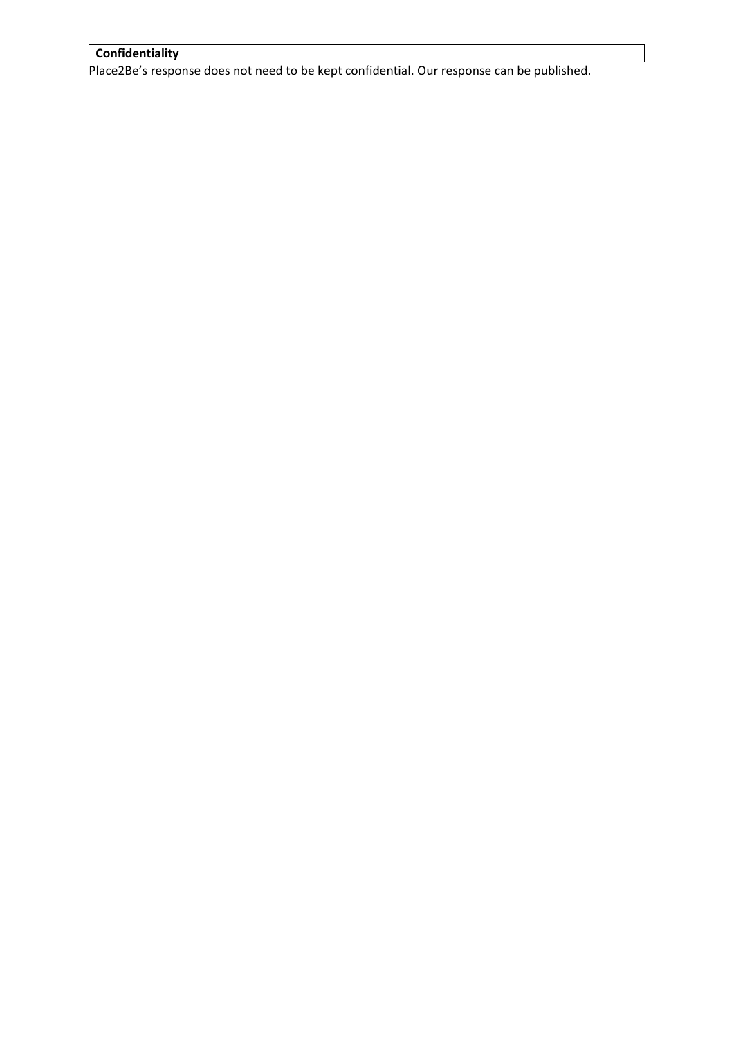**Confidentiality**

Place2Be's response does not need to be kept confidential. Our response can be published.